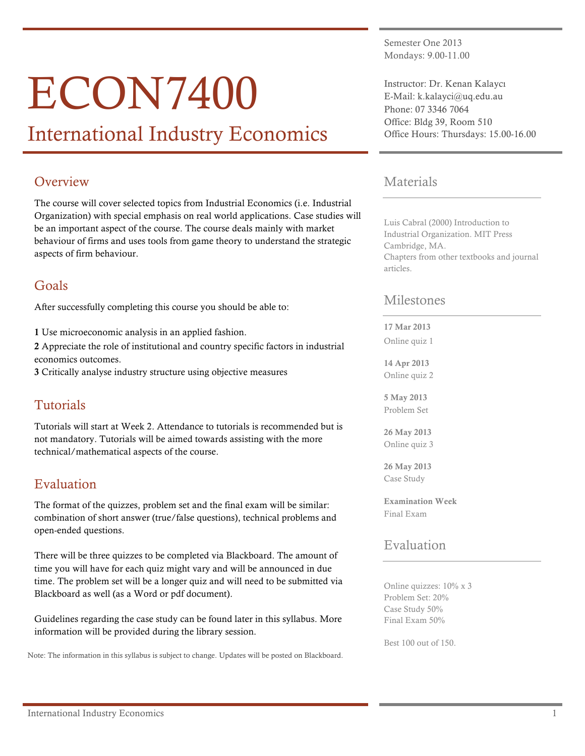# ECON7400

## International Industry Economics

Semester One 2013
Mondays: 9.00-11.00

Instructor: Dr. Kenan Kalaycı
E-Mail: k.kalayci@uq.edu.au
Phone: 07 3346 7064
Office: Bldg 39, Room 510
Office Hours: Thursdays: 15.00-16.00

## Overview

The course will cover selected topics from Industrial Economics (i.e. Industrial Organization) with special emphasis on real world applications. Case studies will be an important aspect of the course. The course deals mainly with market behaviour of firms and uses tools from game theory to understand the strategic aspects of firm behaviour.

## Goals

After successfully completing this course you should be able to:

**1** Use microeconomic analysis in an applied fashion.
**2** Appreciate the role of institutional and country specific factors in industrial economics outcomes.
**3** Critically analyse industry structure using objective measures

## Tutorials

Tutorials will start at Week 2. Attendance to tutorials is recommended but is not mandatory. Tutorials will be aimed towards assisting with the more technical/mathematical aspects of the course.

## Evaluation

The format of the quizzes, problem set and the final exam will be similar: combination of short answer (true/false questions), technical problems and open-ended questions.

There will be three quizzes to be completed via Blackboard. The amount of time you will have for each quiz might vary and will be announced in due time. The problem set will be a longer quiz and will need to be submitted via Blackboard as well (as a Word or pdf document).

Guidelines regarding the case study can be found later in this syllabus. More information will be provided during the library session.

Note: The information in this syllabus is subject to change. Updates will be posted on Blackboard.

## Materials

Luis Cabral (2000) Introduction to Industrial Organization. MIT Press Cambridge, MA.
Chapters from other textbooks and journal articles.

## Milestones

**17 Mar 2013**
Online quiz 1

**14 Apr 2013**
Online quiz 2

**5 May 2013**
Problem Set

**26 May 2013**
Online quiz 3

**26 May 2013**
Case Study

**Examination Week**
Final Exam

## Evaluation

Online quizzes: 10% x 3
Problem Set: 20%
Case Study 50%
Final Exam 50%

Best 100 out of 150.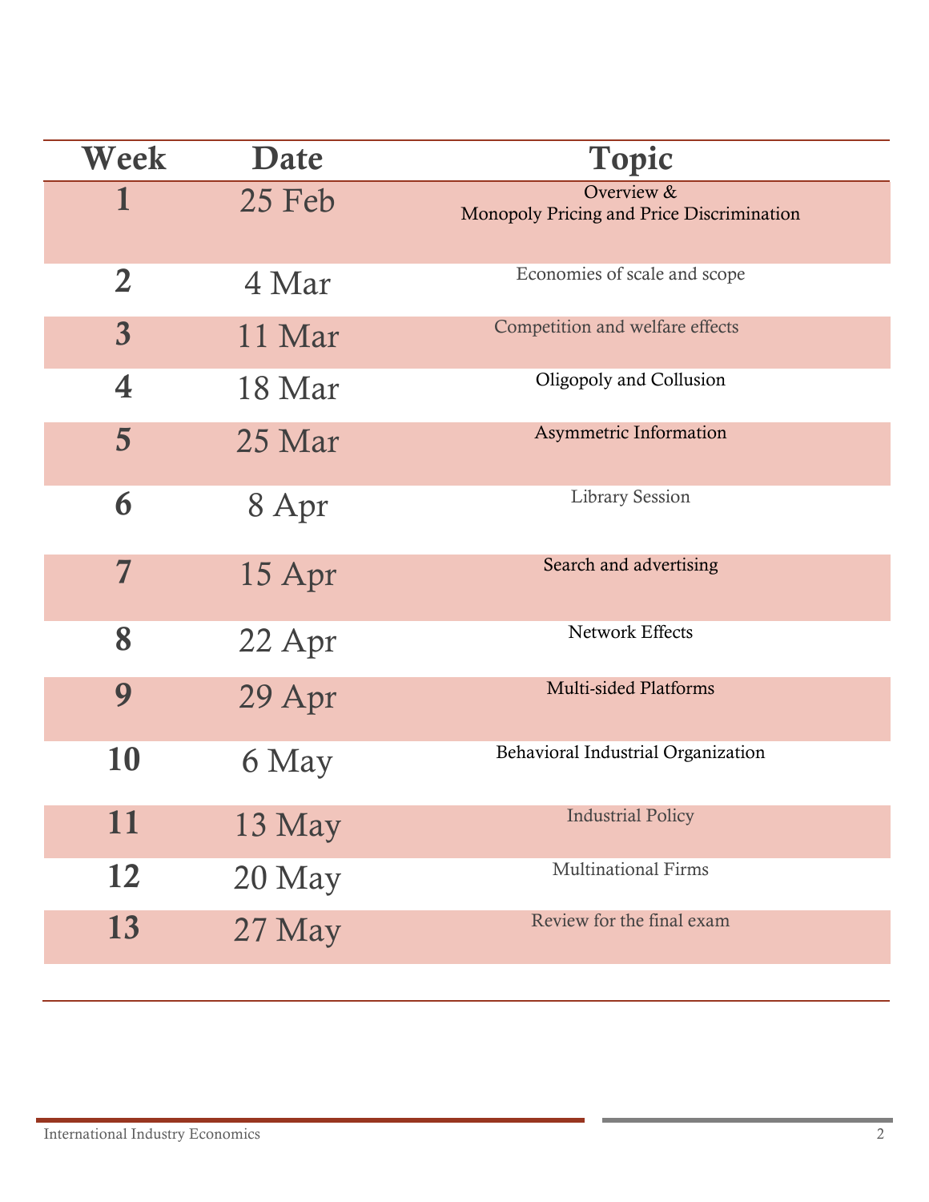| Week | Date | Topic |
|---|---|---|
| 1 | 25 Feb | Overview & Monopoly Pricing and Price Discrimination |
| 2 | 4 Mar | Economies of scale and scope |
| 3 | 11 Mar | Competition and welfare effects |
| 4 | 18 Mar | Oligopoly and Collusion |
| 5 | 25 Mar | Asymmetric Information |
| 6 | 8 Apr | Library Session |
| 7 | 15 Apr | Search and advertising |
| 8 | 22 Apr | Network Effects |
| 9 | 29 Apr | Multi-sided Platforms |
| 10 | 6 May | Behavioral Industrial Organization |
| 11 | 13 May | Industrial Policy |
| 12 | 20 May | Multinational Firms |
| 13 | 27 May | Review for the final exam |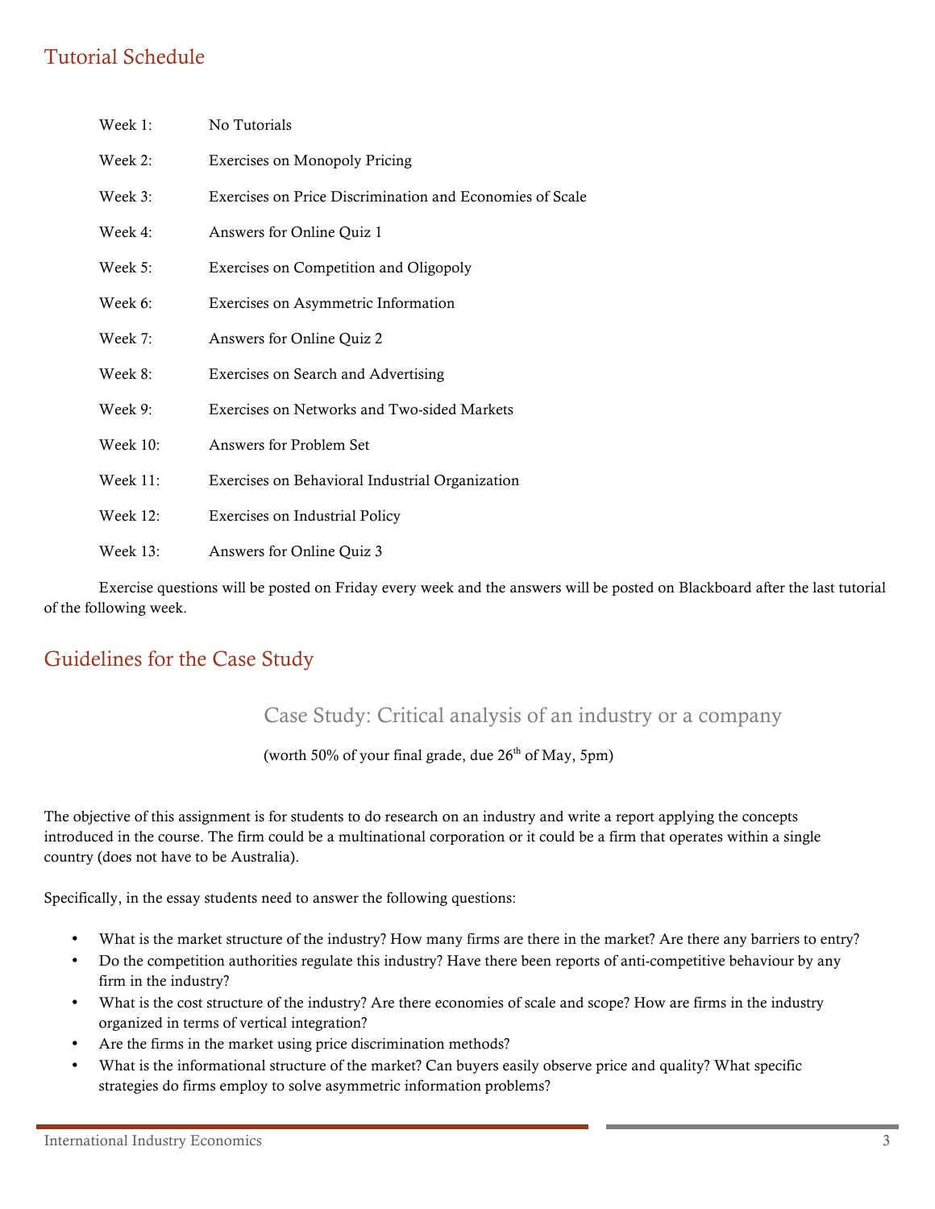## Tutorial Schedule

| | |
|---|---|
| Week 1: | No Tutorials |
| Week 2: | Exercises on Monopoly Pricing |
| Week 3: | Exercises on Price Discrimination and Economies of Scale |
| Week 4: | Answers for Online Quiz 1 |
| Week 5: | Exercises on Competition and Oligopoly |
| Week 6: | Exercises on Asymmetric Information |
| Week 7: | Answers for Online Quiz 2 |
| Week 8: | Exercises on Search and Advertising |
| Week 9: | Exercises on Networks and Two-sided Markets |
| Week 10: | Answers for Problem Set |
| Week 11: | Exercises on Behavioral Industrial Organization |
| Week 12: | Exercises on Industrial Policy |
| Week 13: | Answers for Online Quiz 3 |

Exercise questions will be posted on Friday every week and the answers will be posted on Blackboard after the last tutorial of the following week.

## Guidelines for the Case Study

### Case Study: Critical analysis of an industry or a company

(worth 50% of your final grade, due 26th of May, 5pm)

The objective of this assignment is for students to do research on an industry and write a report applying the concepts introduced in the course. The firm could be a multinational corporation or it could be a firm that operates within a single country (does not have to be Australia).

Specifically, in the essay students need to answer the following questions:

- What is the market structure of the industry? How many firms are there in the market? Are there any barriers to entry?
- Do the competition authorities regulate this industry? Have there been reports of anti-competitive behaviour by any firm in the industry?
- What is the cost structure of the industry? Are there economies of scale and scope? How are firms in the industry organized in terms of vertical integration?
- Are the firms in the market using price discrimination methods?
- What is the informational structure of the market? Can buyers easily observe price and quality? What specific strategies do firms employ to solve asymmetric information problems?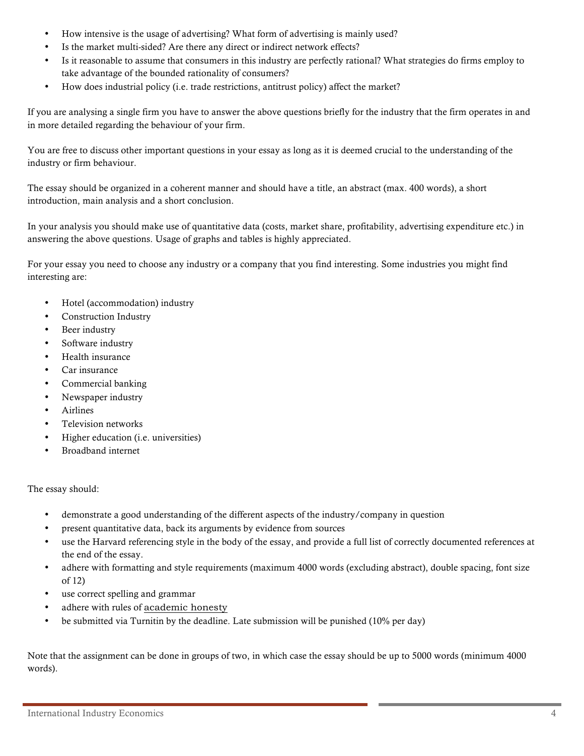- How intensive is the usage of advertising? What form of advertising is mainly used?
- Is the market multi-sided? Are there any direct or indirect network effects?
- Is it reasonable to assume that consumers in this industry are perfectly rational? What strategies do firms employ to take advantage of the bounded rationality of consumers?
- How does industrial policy (i.e. trade restrictions, antitrust policy) affect the market?

If you are analysing a single firm you have to answer the above questions briefly for the industry that the firm operates in and in more detailed regarding the behaviour of your firm.

You are free to discuss other important questions in your essay as long as it is deemed crucial to the understanding of the industry or firm behaviour.

The essay should be organized in a coherent manner and should have a title, an abstract (max. 400 words), a short introduction, main analysis and a short conclusion.

In your analysis you should make use of quantitative data (costs, market share, profitability, advertising expenditure etc.) in answering the above questions. Usage of graphs and tables is highly appreciated.

For your essay you need to choose any industry or a company that you find interesting. Some industries you might find interesting are:

- Hotel (accommodation) industry
- Construction Industry
- Beer industry
- Software industry
- Health insurance
- Car insurance
- Commercial banking
- Newspaper industry
- Airlines
- Television networks
- Higher education (i.e. universities)
- Broadband internet

The essay should:

- demonstrate a good understanding of the different aspects of the industry/company in question
- present quantitative data, back its arguments by evidence from sources
- use the Harvard referencing style in the body of the essay, and provide a full list of correctly documented references at the end of the essay.
- adhere with formatting and style requirements (maximum 4000 words (excluding abstract), double spacing, font size of 12)
- use correct spelling and grammar
- adhere with rules of academic honesty
- be submitted via Turnitin by the deadline. Late submission will be punished (10% per day)

Note that the assignment can be done in groups of two, in which case the essay should be up to 5000 words (minimum 4000 words).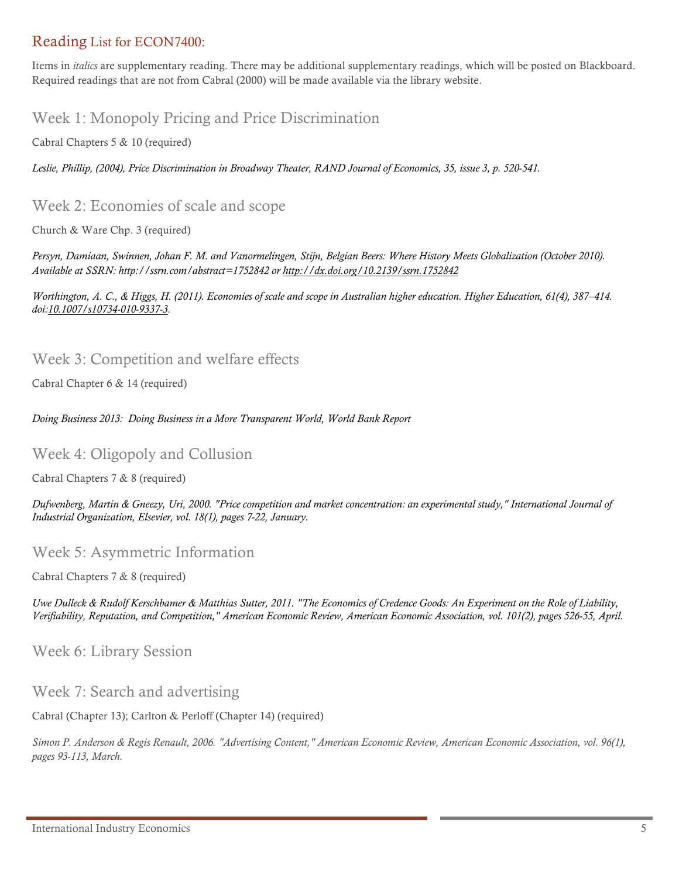## Reading List for ECON7400:

Items in *italics* are supplementary reading. There may be additional supplementary readings, which will be posted on Blackboard. Required readings that are not from Cabral (2000) will be made available via the library website.

### Week 1: Monopoly Pricing and Price Discrimination

Cabral Chapters 5 & 10 (required)

*Leslie, Phillip, (2004), Price Discrimination in Broadway Theater, RAND Journal of Economics, 35, issue 3, p. 520-541.*

### Week 2: Economies of scale and scope

Church & Ware Chp. 3 (required)

*Persyn, Damiaan, Swinnen, Johan F. M. and Vanormelingen, Stijn, Belgian Beers: Where History Meets Globalization (October 2010). Available at SSRN: http://ssrn.com/abstract=1752842 or http://dx.doi.org/10.2139/ssrn.1752842*

*Worthington, A. C., & Higgs, H. (2011). Economies of scale and scope in Australian higher education. Higher Education, 61(4), 387–414. doi:10.1007/s10734-010-9337-3.*

### Week 3: Competition and welfare effects

Cabral Chapter 6 & 14 (required)

*Doing Business 2013: Doing Business in a More Transparent World, World Bank Report*

### Week 4: Oligopoly and Collusion

Cabral Chapters 7 & 8 (required)

*Dufwenberg, Martin & Gneezy, Uri, 2000. "Price competition and market concentration: an experimental study," International Journal of Industrial Organization, Elsevier, vol. 18(1), pages 7-22, January.*

### Week 5: Asymmetric Information

Cabral Chapters 7 & 8 (required)

*Uwe Dulleck & Rudolf Kerschbamer & Matthias Sutter, 2011. "The Economics of Credence Goods: An Experiment on the Role of Liability, Verifiability, Reputation, and Competition," American Economic Review, American Economic Association, vol. 101(2), pages 526-55, April.*

### Week 6: Library Session

### Week 7: Search and advertising

Cabral (Chapter 13); Carlton & Perloff (Chapter 14) (required)

*Simon P. Anderson & Regis Renault, 2006. "Advertising Content," American Economic Review, American Economic Association, vol. 96(1), pages 93-113, March.*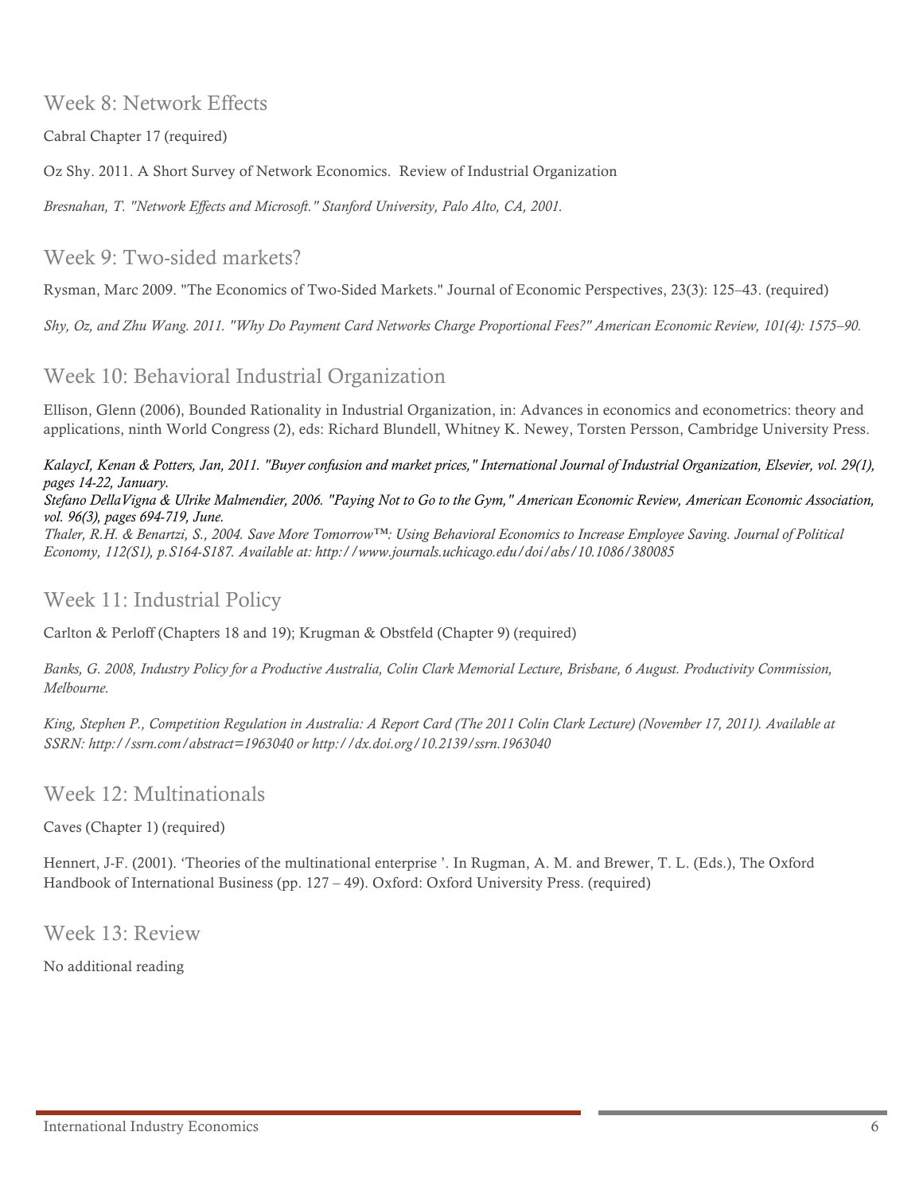## Week 8: Network Effects

Cabral Chapter 17 (required)

Oz Shy. 2011. A Short Survey of Network Economics. Review of Industrial Organization

*Bresnahan, T. "Network Effects and Microsoft." Stanford University, Palo Alto, CA, 2001.*

## Week 9: Two-sided markets?

Rysman, Marc 2009. "The Economics of Two-Sided Markets." Journal of Economic Perspectives, 23(3): 125–43. (required)

*Shy, Oz, and Zhu Wang. 2011. "Why Do Payment Card Networks Charge Proportional Fees?" American Economic Review, 101(4): 1575–90.*

## Week 10: Behavioral Industrial Organization

Ellison, Glenn (2006), Bounded Rationality in Industrial Organization, in: Advances in economics and econometrics: theory and applications, ninth World Congress (2), eds: Richard Blundell, Whitney K. Newey, Torsten Persson, Cambridge University Press.

*KalaycI, Kenan & Potters, Jan, 2011. "Buyer confusion and market prices," International Journal of Industrial Organization, Elsevier, vol. 29(1), pages 14-22, January.*
*Stefano DellaVigna & Ulrike Malmendier, 2006. "Paying Not to Go to the Gym," American Economic Review, American Economic Association, vol. 96(3), pages 694-719, June.*
*Thaler, R.H. & Benartzi, S., 2004. Save More Tomorrow™: Using Behavioral Economics to Increase Employee Saving. Journal of Political Economy, 112(S1), p.S164-S187. Available at: http://www.journals.uchicago.edu/doi/abs/10.1086/380085*

## Week 11: Industrial Policy

Carlton & Perloff (Chapters 18 and 19); Krugman & Obstfeld (Chapter 9) (required)

*Banks, G. 2008, Industry Policy for a Productive Australia, Colin Clark Memorial Lecture, Brisbane, 6 August. Productivity Commission, Melbourne.*

*King, Stephen P., Competition Regulation in Australia: A Report Card (The 2011 Colin Clark Lecture) (November 17, 2011). Available at SSRN: http://ssrn.com/abstract=1963040 or http://dx.doi.org/10.2139/ssrn.1963040*

## Week 12: Multinationals

Caves (Chapter 1) (required)

Hennert, J-F. (2001). 'Theories of the multinational enterprise '. In Rugman, A. M. and Brewer, T. L. (Eds.), The Oxford Handbook of International Business (pp. 127 – 49). Oxford: Oxford University Press. (required)

## Week 13: Review

No additional reading